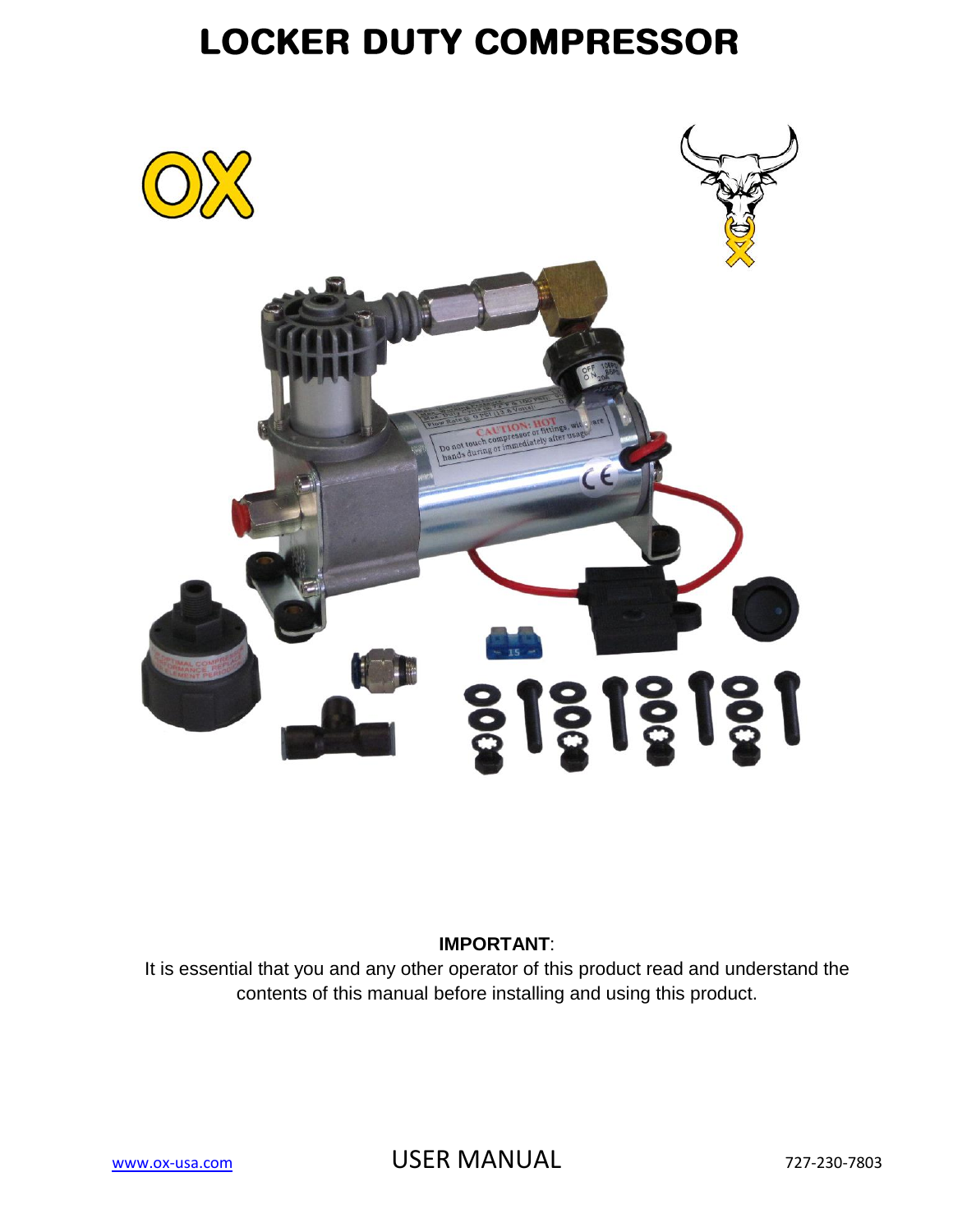# LOCKER DUTY COMPRESSOR

**IMPORTANT**:

It is essential that you and any other operator of this product read and understand the contents of this manual before installing and using this product.

www.ox-usa.com USER MANUAL 727-230-7803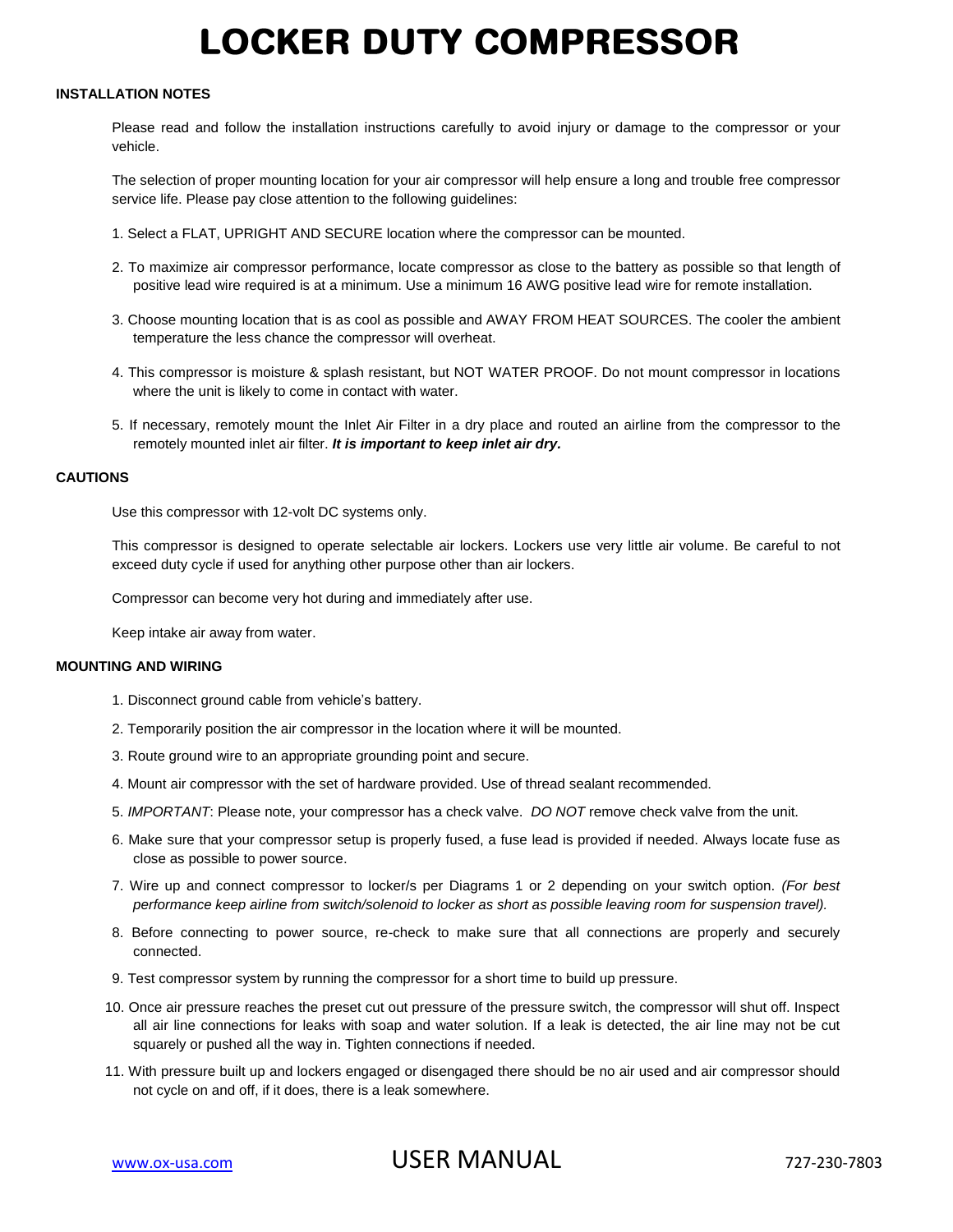# LOCKER DUTY COMPRESSOR

## INSTALLATION NOTES

Please read and follow the installation instructions carefully to avoid injury or damage to the compressor or your vehicle.

The selection of proper mounting location for your air compressor will help ensure a long and trouble free compressor service life. Please pay close attention to the following guidelines:

1. Select a FLAT, UPRIGHT AND SECURE location where the compressor can be mounted.
2. To maximize air compressor performance, locate compressor as close to the battery as possible so that length of positive lead wire required is at a minimum. Use a minimum 16 AWG positive lead wire for remote installation.
3. Choose mounting location that is as cool as possible and AWAY FROM HEAT SOURCES. The cooler the ambient temperature the less chance the compressor will overheat.
4. This compressor is moisture & splash resistant, but NOT WATER PROOF. Do not mount compressor in locations where the unit is likely to come in contact with water.
5. If necessary, remotely mount the Inlet Air Filter in a dry place and routed an airline from the compressor to the remotely mounted inlet air filter. ***It is important to keep inlet air dry.***

## CAUTIONS

Use this compressor with 12-volt DC systems only.

This compressor is designed to operate selectable air lockers. Lockers use very little air volume. Be careful to not exceed duty cycle if used for anything other purpose other than air lockers.

Compressor can become very hot during and immediately after use.

Keep intake air away from water.

## MOUNTING AND WIRING

1. Disconnect ground cable from vehicle's battery.
2. Temporarily position the air compressor in the location where it will be mounted.
3. Route ground wire to an appropriate grounding point and secure.
4. Mount air compressor with the set of hardware provided. Use of thread sealant recommended.
5. *IMPORTANT*: Please note, your compressor has a check valve. *DO NOT* remove check valve from the unit.
6. Make sure that your compressor setup is properly fused, a fuse lead is provided if needed. Always locate fuse as close as possible to power source.
7. Wire up and connect compressor to locker/s per Diagrams 1 or 2 depending on your switch option. *(For best performance keep airline from switch/solenoid to locker as short as possible leaving room for suspension travel).*
8. Before connecting to power source, re-check to make sure that all connections are properly and securely connected.
9. Test compressor system by running the compressor for a short time to build up pressure.
10. Once air pressure reaches the preset cut out pressure of the pressure switch, the compressor will shut off. Inspect all air line connections for leaks with soap and water solution. If a leak is detected, the air line may not be cut squarely or pushed all the way in. Tighten connections if needed.
11. With pressure built up and lockers engaged or disengaged there should be no air used and air compressor should not cycle on and off, if it does, there is a leak somewhere.

www.ox-usa.com USER MANUAL 727-230-7803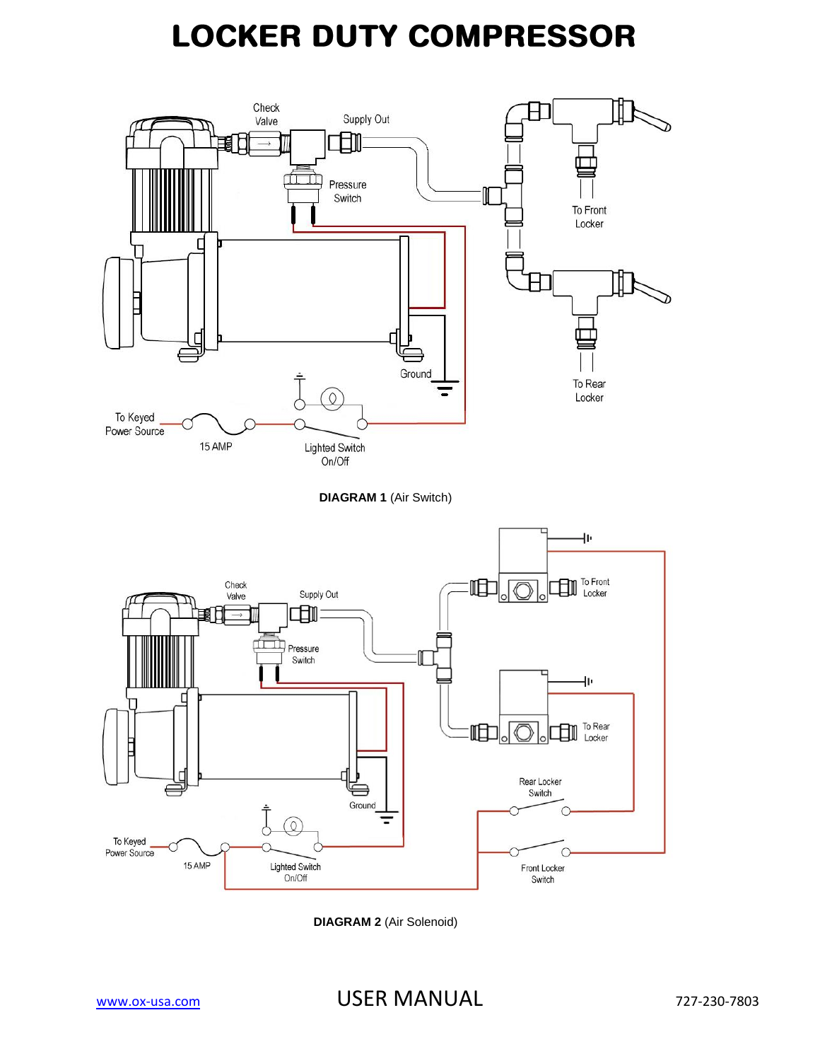# LOCKER DUTY COMPRESSOR

Check Valve

Supply Out

Pressure Switch

To Front Locker

To Rear Locker

Ground

To Keyed Power Source

15 AMP

Lighted Switch On/Off

**DIAGRAM 1** (Air Switch)

Check Valve

Supply Out

Pressure Switch

To Front Locker

To Rear Locker

Ground

Rear Locker Switch

Front Locker Switch

To Keyed Power Source

15 AMP

Lighted Switch On/Off

**DIAGRAM 2** (Air Solenoid)

www.ox-usa.com USER MANUAL 727-230-7803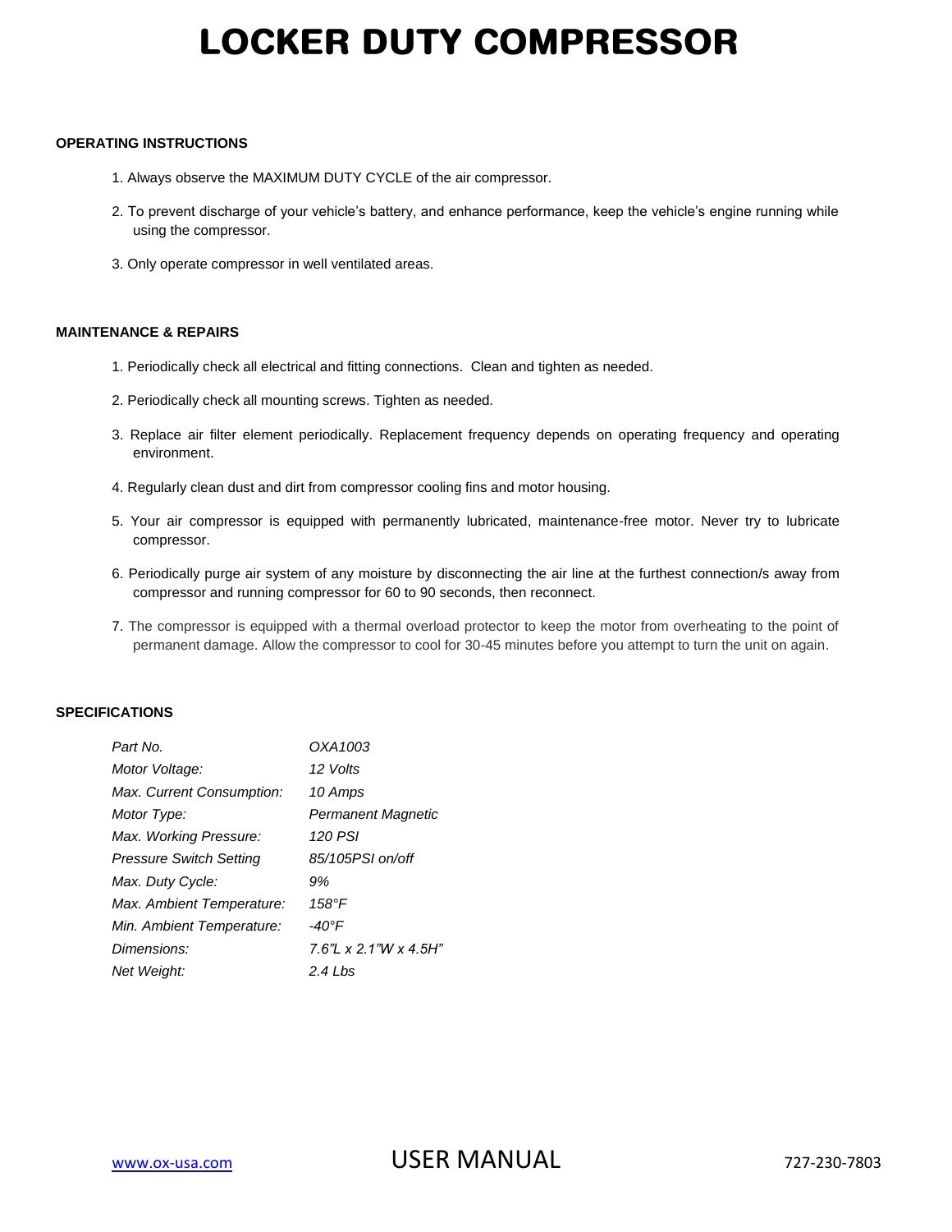# LOCKER DUTY COMPRESSOR

## OPERATING INSTRUCTIONS

1. Always observe the MAXIMUM DUTY CYCLE of the air compressor.
2. To prevent discharge of your vehicle's battery, and enhance performance, keep the vehicle's engine running while using the compressor.
3. Only operate compressor in well ventilated areas.

## MAINTENANCE & REPAIRS

1. Periodically check all electrical and fitting connections. Clean and tighten as needed.
2. Periodically check all mounting screws. Tighten as needed.
3. Replace air filter element periodically. Replacement frequency depends on operating frequency and operating environment.
4. Regularly clean dust and dirt from compressor cooling fins and motor housing.
5. Your air compressor is equipped with permanently lubricated, maintenance-free motor. Never try to lubricate compressor.
6. Periodically purge air system of any moisture by disconnecting the air line at the furthest connection/s away from compressor and running compressor for 60 to 90 seconds, then reconnect.
7. The compressor is equipped with a thermal overload protector to keep the motor from overheating to the point of permanent damage. Allow the compressor to cool for 30-45 minutes before you attempt to turn the unit on again.

## SPECIFICATIONS

| | |
|---|---|
| *Part No.* | *OXA1003* |
| *Motor Voltage:* | *12 Volts* |
| *Max. Current Consumption:* | *10 Amps* |
| *Motor Type:* | *Permanent Magnetic* |
| *Max. Working Pressure:* | *120 PSI* |
| *Pressure Switch Setting* | *85/105PSI on/off* |
| *Max. Duty Cycle:* | *9%* |
| *Max. Ambient Temperature:* | *158°F* |
| *Min. Ambient Temperature:* | *-40°F* |
| *Dimensions:* | *7.6"L x 2.1"W x 4.5H"* |
| *Net Weight:* | *2.4 Lbs* |

www.ox-usa.com USER MANUAL 727-230-7803